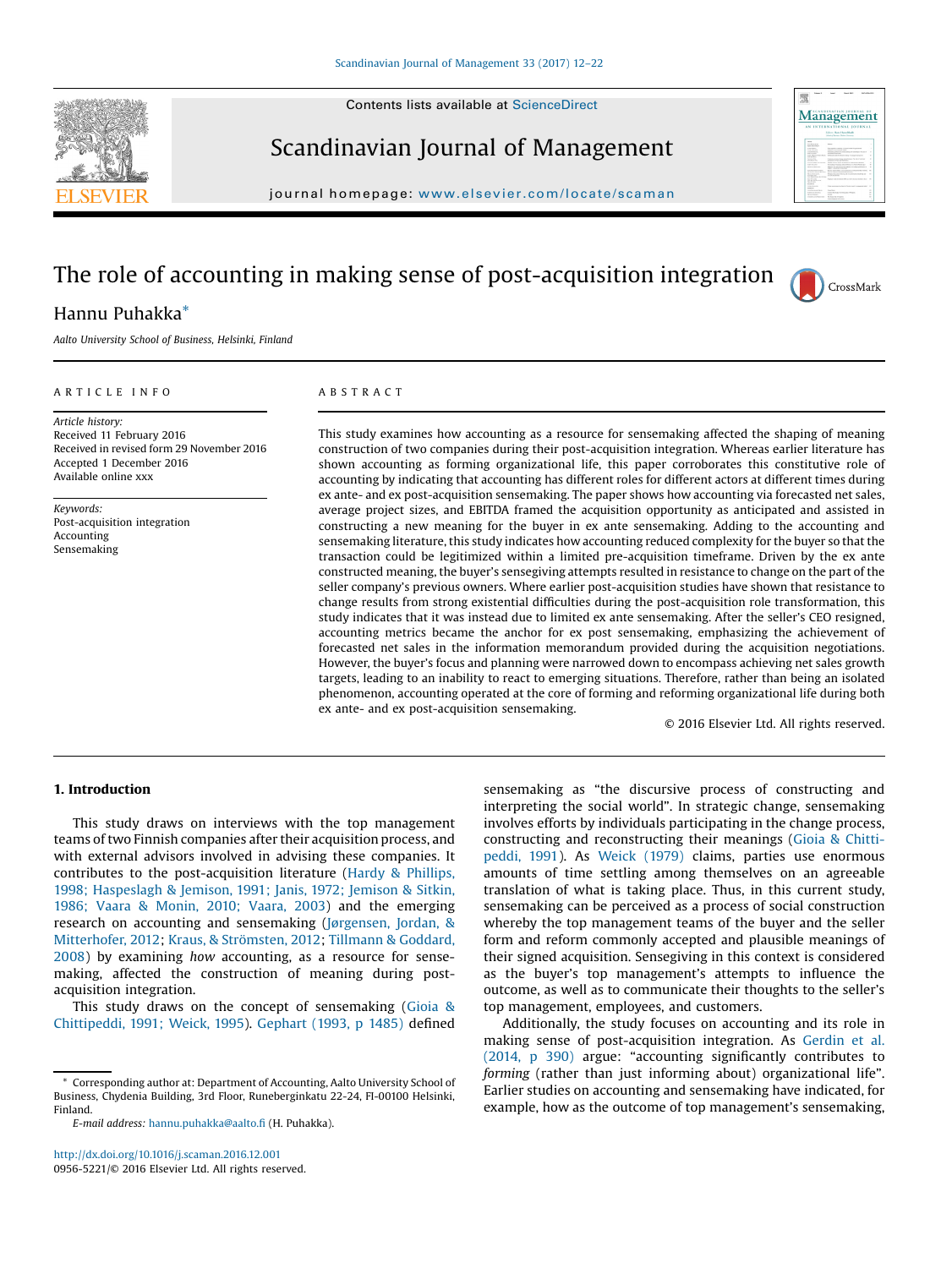Contents lists available at ScienceDirect

# Scandinavian Journal of Management

journal homepage: www.elsevier.com/locate/scaman

# The role of accounting in making sense of post-acquisition integration

Hannu Puhakka*

*Aalto University School of Business, Helsinki, Finland*

ARTICLE INFO

*Article history:*
Received 11 February 2016
Received in revised form 29 November 2016
Accepted 1 December 2016
Available online xxx

*Keywords:*
Post-acquisition integration
Accounting
Sensemaking

ABSTRACT

This study examines how accounting as a resource for sensemaking affected the shaping of meaning construction of two companies during their post-acquisition integration. Whereas earlier literature has shown accounting as forming organizational life, this paper corroborates this constitutive role of accounting by indicating that accounting has different roles for different actors at different times during ex ante- and ex post-acquisition sensemaking. The paper shows how accounting via forecasted net sales, average project sizes, and EBITDA framed the acquisition opportunity as anticipated and assisted in constructing a new meaning for the buyer in ex ante sensemaking. Adding to the accounting and sensemaking literature, this study indicates how accounting reduced complexity for the buyer so that the transaction could be legitimized within a limited pre-acquisition timeframe. Driven by the ex ante constructed meaning, the buyer's sensegiving attempts resulted in resistance to change on the part of the seller company's previous owners. Where earlier post-acquisition studies have shown that resistance to change results from strong existential difficulties during the post-acquisition role transformation, this study indicates that it was instead due to limited ex ante sensemaking. After the seller's CEO resigned, accounting metrics became the anchor for ex post sensemaking, emphasizing the achievement of forecasted net sales in the information memorandum provided during the acquisition negotiations. However, the buyer's focus and planning were narrowed down to encompass achieving net sales growth targets, leading to an inability to react to emerging situations. Therefore, rather than being an isolated phenomenon, accounting operated at the core of forming and reforming organizational life during both ex ante- and ex post-acquisition sensemaking.

© 2016 Elsevier Ltd. All rights reserved.

## 1. Introduction

This study draws on interviews with the top management teams of two Finnish companies after their acquisition process, and with external advisors involved in advising these companies. It contributes to the post-acquisition literature (Hardy & Phillips, 1998; Haspeslagh & Jemison, 1991; Janis, 1972; Jemison & Sitkin, 1986; Vaara & Monin, 2010; Vaara, 2003) and the emerging research on accounting and sensemaking (Jørgensen, Jordan, & Mitterhofer, 2012; Kraus, & Strömsten, 2012; Tillmann & Goddard, 2008) by examining *how* accounting, as a resource for sensemaking, affected the construction of meaning during post-acquisition integration.

This study draws on the concept of sensemaking (Gioia & Chittipeddi, 1991; Weick, 1995). Gephart (1993, p 1485) defined sensemaking as "the discursive process of constructing and interpreting the social world". In strategic change, sensemaking involves efforts by individuals participating in the change process, constructing and reconstructing their meanings (Gioia & Chittipeddi, 1991). As Weick (1979) claims, parties use enormous amounts of time settling among themselves on an agreeable translation of what is taking place. Thus, in this current study, sensemaking can be perceived as a process of social construction whereby the top management teams of the buyer and the seller form and reform commonly accepted and plausible meanings of their signed acquisition. Sensegiving in this context is considered as the buyer's top management's attempts to influence the outcome, as well as to communicate their thoughts to the seller's top management, employees, and customers.

Additionally, the study focuses on accounting and its role in making sense of post-acquisition integration. As Gerdin et al. (2014, p 390) argue: "accounting significantly contributes to *forming* (rather than just informing about) organizational life". Earlier studies on accounting and sensemaking have indicated, for example, how as the outcome of top management's sensemaking,

---

* Corresponding author at: Department of Accounting, Aalto University School of Business, Chydenia Building, 3rd Floor, Runeberginkatu 22-24, FI-00100 Helsinki, Finland.

*E-mail address:* hannu.puhakka@aalto.fi (H. Puhakka).

http://dx.doi.org/10.1016/j.scaman.2016.12.001
0956-5221/© 2016 Elsevier Ltd. All rights reserved.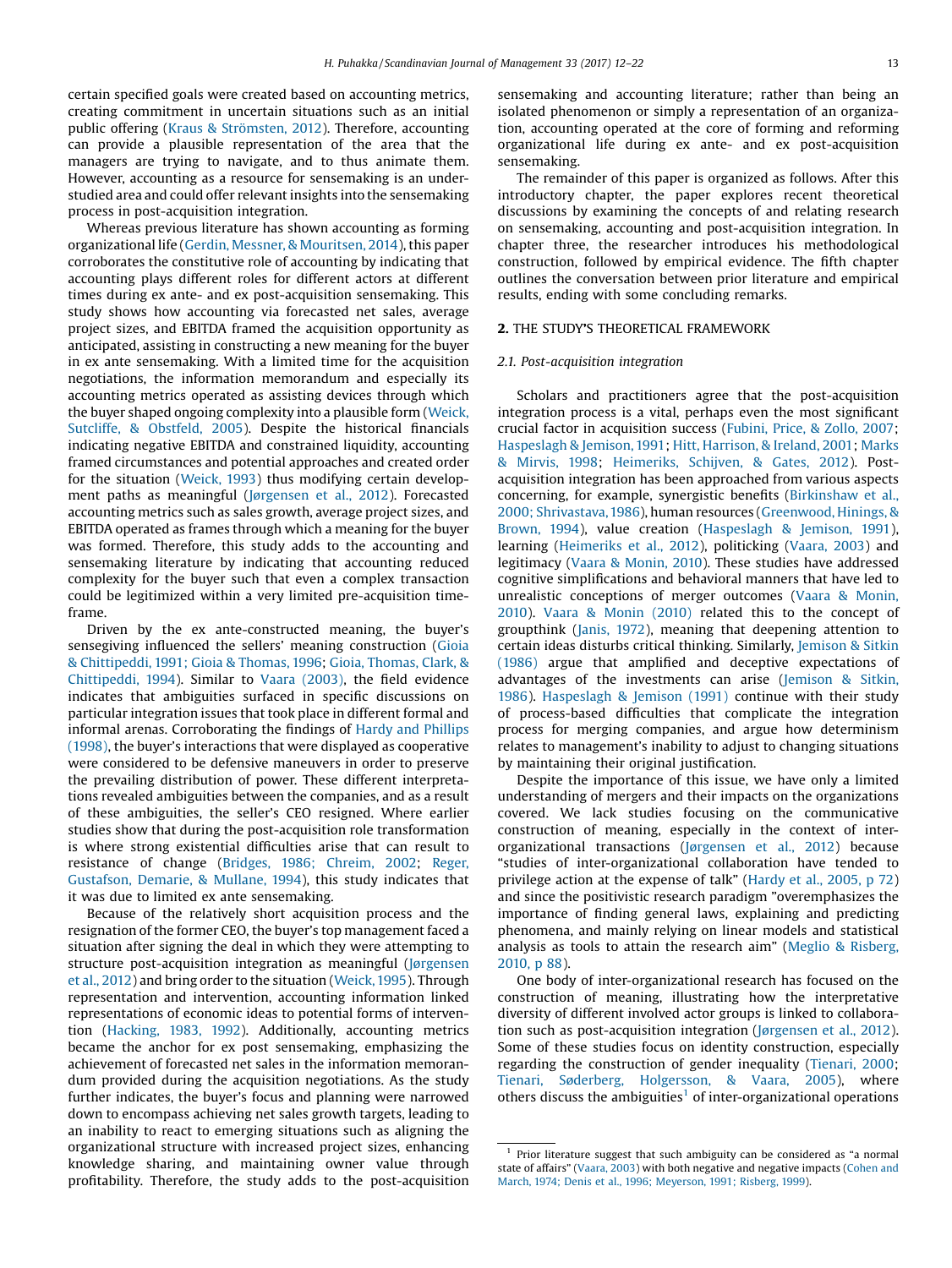certain specified goals were created based on accounting metrics, creating commitment in uncertain situations such as an initial public offering (Kraus & Strömsten, 2012). Therefore, accounting can provide a plausible representation of the area that the managers are trying to navigate, and to thus animate them. However, accounting as a resource for sensemaking is an understudied area and could offer relevant insights into the sensemaking process in post-acquisition integration.

Whereas previous literature has shown accounting as forming organizational life (Gerdin, Messner, & Mouritsen, 2014), this paper corroborates the constitutive role of accounting by indicating that accounting plays different roles for different actors at different times during ex ante- and ex post-acquisition sensemaking. This study shows how accounting via forecasted net sales, average project sizes, and EBITDA framed the acquisition opportunity as anticipated, assisting in constructing a new meaning for the buyer in ex ante sensemaking. With a limited time for the acquisition negotiations, the information memorandum and especially its accounting metrics operated as assisting devices through which the buyer shaped ongoing complexity into a plausible form (Weick, Sutcliffe, & Obstfeld, 2005). Despite the historical financials indicating negative EBITDA and constrained liquidity, accounting framed circumstances and potential approaches and created order for the situation (Weick, 1993) thus modifying certain development paths as meaningful (Jørgensen et al., 2012). Forecasted accounting metrics such as sales growth, average project sizes, and EBITDA operated as frames through which a meaning for the buyer was formed. Therefore, this study adds to the accounting and sensemaking literature by indicating that accounting reduced complexity for the buyer such that even a complex transaction could be legitimized within a very limited pre-acquisition timeframe.

Driven by the ex ante-constructed meaning, the buyer's sensegiving influenced the sellers' meaning construction (Gioia & Chittipeddi, 1991; Gioia & Thomas, 1996; Gioia, Thomas, Clark, & Chittipeddi, 1994). Similar to Vaara (2003), the field evidence indicates that ambiguities surfaced in specific discussions on particular integration issues that took place in different formal and informal arenas. Corroborating the findings of Hardy and Phillips (1998), the buyer's interactions that were displayed as cooperative were considered to be defensive maneuvers in order to preserve the prevailing distribution of power. These different interpretations revealed ambiguities between the companies, and as a result of these ambiguities, the seller's CEO resigned. Where earlier studies show that during the post-acquisition role transformation is where strong existential difficulties arise that can result to resistance of change (Bridges, 1986; Chreim, 2002; Reger, Gustafson, Demarie, & Mullane, 1994), this study indicates that it was due to limited ex ante sensemaking.

Because of the relatively short acquisition process and the resignation of the former CEO, the buyer's top management faced a situation after signing the deal in which they were attempting to structure post-acquisition integration as meaningful (Jørgensen et al., 2012) and bring order to the situation (Weick, 1995). Through representation and intervention, accounting information linked representations of economic ideas to potential forms of intervention (Hacking, 1983, 1992). Additionally, accounting metrics became the anchor for ex post sensemaking, emphasizing the achievement of forecasted net sales in the information memorandum provided during the acquisition negotiations. As the study further indicates, the buyer's focus and planning were narrowed down to encompass achieving net sales growth targets, leading to an inability to react to emerging situations such as aligning the organizational structure with increased project sizes, enhancing knowledge sharing, and maintaining owner value through profitability. Therefore, the study adds to the post-acquisition sensemaking and accounting literature; rather than being an isolated phenomenon or simply a representation of an organization, accounting operated at the core of forming and reforming organizational life during ex ante- and ex post-acquisition sensemaking.

The remainder of this paper is organized as follows. After this introductory chapter, the paper explores recent theoretical discussions by examining the concepts of and relating research on sensemaking, accounting and post-acquisition integration. In chapter three, the researcher introduces his methodological construction, followed by empirical evidence. The fifth chapter outlines the conversation between prior literature and empirical results, ending with some concluding remarks.

## 2. THE STUDY'S THEORETICAL FRAMEWORK

### 2.1. Post-acquisition integration

Scholars and practitioners agree that the post-acquisition integration process is a vital, perhaps even the most significant crucial factor in acquisition success (Fubini, Price, & Zollo, 2007; Haspeslagh & Jemison, 1991; Hitt, Harrison, & Ireland, 2001; Marks & Mirvis, 1998; Heimeriks, Schijven, & Gates, 2012). Post-acquisition integration has been approached from various aspects concerning, for example, synergistic benefits (Birkinshaw et al., 2000; Shrivastava, 1986), human resources (Greenwood, Hinings, & Brown, 1994), value creation (Haspeslagh & Jemison, 1991), learning (Heimeriks et al., 2012), politicking (Vaara, 2003) and legitimacy (Vaara & Monin, 2010). These studies have addressed cognitive simplifications and behavioral manners that have led to unrealistic conceptions of merger outcomes (Vaara & Monin, 2010). Vaara & Monin (2010) related this to the concept of groupthink (Janis, 1972), meaning that deepening attention to certain ideas disturbs critical thinking. Similarly, Jemison & Sitkin (1986) argue that amplified and deceptive expectations of advantages of the investments can arise (Jemison & Sitkin, 1986). Haspeslagh & Jemison (1991) continue with their study of process-based difficulties that complicate the integration process for merging companies, and argue how determinism relates to management's inability to adjust to changing situations by maintaining their original justification.

Despite the importance of this issue, we have only a limited understanding of mergers and their impacts on the organizations covered. We lack studies focusing on the communicative construction of meaning, especially in the context of inter-organizational transactions (Jørgensen et al., 2012) because "studies of inter-organizational collaboration have tended to privilege action at the expense of talk" (Hardy et al., 2005, p 72) and since the positivistic research paradigm "overemphasizes the importance of finding general laws, explaining and predicting phenomena, and mainly relying on linear models and statistical analysis as tools to attain the research aim" (Meglio & Risberg, 2010, p 88).

One body of inter-organizational research has focused on the construction of meaning, illustrating how the interpretative diversity of different involved actor groups is linked to collaboration such as post-acquisition integration (Jørgensen et al., 2012). Some of these studies focus on identity construction, especially regarding the construction of gender inequality (Tienari, 2000; Tienari, Søderberg, Holgersson, & Vaara, 2005), where others discuss the ambiguities[1] of inter-organizational operations

[1] Prior literature suggest that such ambiguity can be considered as "a normal state of affairs" (Vaara, 2003) with both negative and negative impacts (Cohen and March, 1974; Denis et al., 1996; Meyerson, 1991; Risberg, 1999).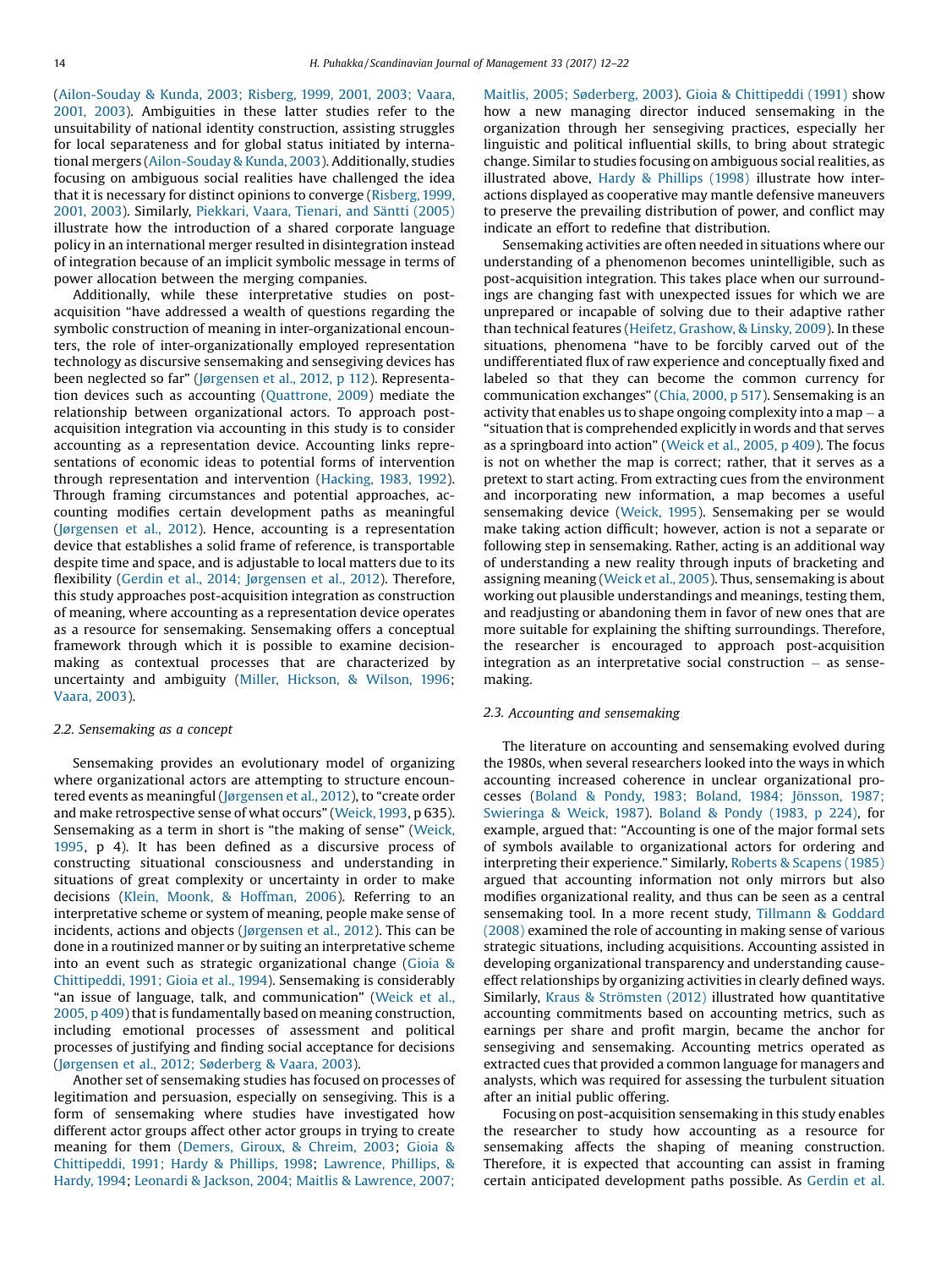(Ailon-Souday & Kunda, 2003; Risberg, 1999, 2001, 2003; Vaara, 2001, 2003). Ambiguities in these latter studies refer to the unsuitability of national identity construction, assisting struggles for local separateness and for global status initiated by international mergers (Ailon-Souday & Kunda, 2003). Additionally, studies focusing on ambiguous social realities have challenged the idea that it is necessary for distinct opinions to converge (Risberg, 1999, 2001, 2003). Similarly, Piekkari, Vaara, Tienari, and Säntti (2005) illustrate how the introduction of a shared corporate language policy in an international merger resulted in disintegration instead of integration because of an implicit symbolic message in terms of power allocation between the merging companies.

Additionally, while these interpretative studies on post-acquisition "have addressed a wealth of questions regarding the symbolic construction of meaning in inter-organizational encounters, the role of inter-organizationally employed representation technology as discursive sensemaking and sensegiving devices has been neglected so far" (Jørgensen et al., 2012, p 112). Representation devices such as accounting (Quattrone, 2009) mediate the relationship between organizational actors. To approach post-acquisition integration via accounting in this study is to consider accounting as a representation device. Accounting links representations of economic ideas to potential forms of intervention through representation and intervention (Hacking, 1983, 1992). Through framing circumstances and potential approaches, accounting modifies certain development paths as meaningful (Jørgensen et al., 2012). Hence, accounting is a representation device that establishes a solid frame of reference, is transportable despite time and space, and is adjustable to local matters due to its flexibility (Gerdin et al., 2014; Jørgensen et al., 2012). Therefore, this study approaches post-acquisition integration as construction of meaning, where accounting as a representation device operates as a resource for sensemaking. Sensemaking offers a conceptual framework through which it is possible to examine decision-making as contextual processes that are characterized by uncertainty and ambiguity (Miller, Hickson, & Wilson, 1996; Vaara, 2003).

### 2.2. Sensemaking as a concept

Sensemaking provides an evolutionary model of organizing where organizational actors are attempting to structure encountered events as meaningful (Jørgensen et al., 2012), to "create order and make retrospective sense of what occurs" (Weick, 1993, p 635). Sensemaking as a term in short is "the making of sense" (Weick, 1995, p 4). It has been defined as a discursive process of constructing situational consciousness and understanding in situations of great complexity or uncertainty in order to make decisions (Klein, Moonk, & Hoffman, 2006). Referring to an interpretative scheme or system of meaning, people make sense of incidents, actions and objects (Jørgensen et al., 2012). This can be done in a routinized manner or by suiting an interpretative scheme into an event such as strategic organizational change (Gioia & Chittipeddi, 1991; Gioia et al., 1994). Sensemaking is considerably "an issue of language, talk, and communication" (Weick et al., 2005, p 409) that is fundamentally based on meaning construction, including emotional processes of assessment and political processes of justifying and finding social acceptance for decisions (Jørgensen et al., 2012; Søderberg & Vaara, 2003).

Another set of sensemaking studies has focused on processes of legitimation and persuasion, especially on sensegiving. This is a form of sensemaking where studies have investigated how different actor groups affect other actor groups in trying to create meaning for them (Demers, Giroux, & Chreim, 2003; Gioia & Chittipeddi, 1991; Hardy & Phillips, 1998; Lawrence, Phillips, & Hardy, 1994; Leonardi & Jackson, 2004; Maitlis & Lawrence, 2007; Maitlis, 2005; Søderberg, 2003). Gioia & Chittipeddi (1991) show how a new managing director induced sensemaking in the organization through her sensegiving practices, especially her linguistic and political influential skills, to bring about strategic change. Similar to studies focusing on ambiguous social realities, as illustrated above, Hardy & Phillips (1998) illustrate how interactions displayed as cooperative may mantle defensive maneuvers to preserve the prevailing distribution of power, and conflict may indicate an effort to redefine that distribution.

Sensemaking activities are often needed in situations where our understanding of a phenomenon becomes unintelligible, such as post-acquisition integration. This takes place when our surroundings are changing fast with unexpected issues for which we are unprepared or incapable of solving due to their adaptive rather than technical features (Heifetz, Grashow, & Linsky, 2009). In these situations, phenomena "have to be forcibly carved out of the undifferentiated flux of raw experience and conceptually fixed and labeled so that they can become the common currency for communication exchanges" (Chia, 2000, p 517). Sensemaking is an activity that enables us to shape ongoing complexity into a map – a "situation that is comprehended explicitly in words and that serves as a springboard into action" (Weick et al., 2005, p 409). The focus is not on whether the map is correct; rather, that it serves as a pretext to start acting. From extracting cues from the environment and incorporating new information, a map becomes a useful sensemaking device (Weick, 1995). Sensemaking per se would make taking action difficult; however, action is not a separate or following step in sensemaking. Rather, acting is an additional way of understanding a new reality through inputs of bracketing and assigning meaning (Weick et al., 2005). Thus, sensemaking is about working out plausible understandings and meanings, testing them, and readjusting or abandoning them in favor of new ones that are more suitable for explaining the shifting surroundings. Therefore, the researcher is encouraged to approach post-acquisition integration as an interpretative social construction – as sensemaking.

### 2.3. Accounting and sensemaking

The literature on accounting and sensemaking evolved during the 1980s, when several researchers looked into the ways in which accounting increased coherence in unclear organizational processes (Boland & Pondy, 1983; Boland, 1984; Jönsson, 1987; Swieringa & Weick, 1987). Boland & Pondy (1983, p 224), for example, argued that: "Accounting is one of the major formal sets of symbols available to organizational actors for ordering and interpreting their experience." Similarly, Roberts & Scapens (1985) argued that accounting information not only mirrors but also modifies organizational reality, and thus can be seen as a central sensemaking tool. In a more recent study, Tillmann & Goddard (2008) examined the role of accounting in making sense of various strategic situations, including acquisitions. Accounting assisted in developing organizational transparency and understanding cause-effect relationships by organizing activities in clearly defined ways. Similarly, Kraus & Strömsten (2012) illustrated how quantitative accounting commitments based on accounting metrics, such as earnings per share and profit margin, became the anchor for sensegiving and sensemaking. Accounting metrics operated as extracted cues that provided a common language for managers and analysts, which was required for assessing the turbulent situation after an initial public offering.

Focusing on post-acquisition sensemaking in this study enables the researcher to study how accounting as a resource for sensemaking affects the shaping of meaning construction. Therefore, it is expected that accounting can assist in framing certain anticipated development paths possible. As Gerdin et al.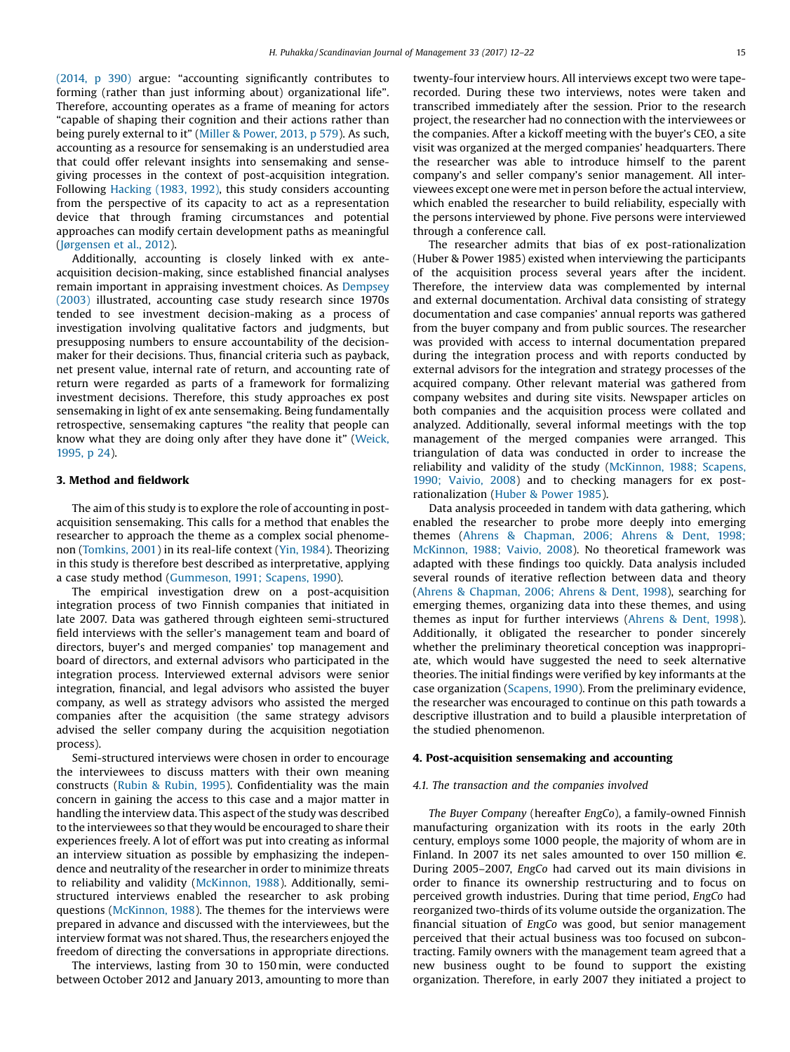(2014, p 390) argue: "accounting significantly contributes to forming (rather than just informing about) organizational life". Therefore, accounting operates as a frame of meaning for actors "capable of shaping their cognition and their actions rather than being purely external to it" (Miller & Power, 2013, p 579). As such, accounting as a resource for sensemaking is an understudied area that could offer relevant insights into sensemaking and sensegiving processes in the context of post-acquisition integration. Following Hacking (1983, 1992), this study considers accounting from the perspective of its capacity to act as a representation device that through framing circumstances and potential approaches can modify certain development paths as meaningful (Jørgensen et al., 2012).

Additionally, accounting is closely linked with ex ante-acquisition decision-making, since established financial analyses remain important in appraising investment choices. As Dempsey (2003) illustrated, accounting case study research since 1970s tended to see investment decision-making as a process of investigation involving qualitative factors and judgments, but presupposing numbers to ensure accountability of the decision-maker for their decisions. Thus, financial criteria such as payback, net present value, internal rate of return, and accounting rate of return were regarded as parts of a framework for formalizing investment decisions. Therefore, this study approaches ex post sensemaking in light of ex ante sensemaking. Being fundamentally retrospective, sensemaking captures "the reality that people can know what they are doing only after they have done it" (Weick, 1995, p 24).

## 3. Method and fieldwork

The aim of this study is to explore the role of accounting in post-acquisition sensemaking. This calls for a method that enables the researcher to approach the theme as a complex social phenomenon (Tomkins, 2001) in its real-life context (Yin, 1984). Theorizing in this study is therefore best described as interpretative, applying a case study method (Gummeson, 1991; Scapens, 1990).

The empirical investigation drew on a post-acquisition integration process of two Finnish companies that initiated in late 2007. Data was gathered through eighteen semi-structured field interviews with the seller's management team and board of directors, buyer's and merged companies' top management and board of directors, and external advisors who participated in the integration process. Interviewed external advisors were senior integration, financial, and legal advisors who assisted the buyer company, as well as strategy advisors who assisted the merged companies after the acquisition (the same strategy advisors advised the seller company during the acquisition negotiation process).

Semi-structured interviews were chosen in order to encourage the interviewees to discuss matters with their own meaning constructs (Rubin & Rubin, 1995). Confidentiality was the main concern in gaining the access to this case and a major matter in handling the interview data. This aspect of the study was described to the interviewees so that they would be encouraged to share their experiences freely. A lot of effort was put into creating as informal an interview situation as possible by emphasizing the independence and neutrality of the researcher in order to minimize threats to reliability and validity (McKinnon, 1988). Additionally, semi-structured interviews enabled the researcher to ask probing questions (McKinnon, 1988). The themes for the interviews were prepared in advance and discussed with the interviewees, but the interview format was not shared. Thus, the researchers enjoyed the freedom of directing the conversations in appropriate directions.

The interviews, lasting from 30 to 150 min, were conducted between October 2012 and January 2013, amounting to more than twenty-four interview hours. All interviews except two were tape-recorded. During these two interviews, notes were taken and transcribed immediately after the session. Prior to the research project, the researcher had no connection with the interviewees or the companies. After a kickoff meeting with the buyer's CEO, a site visit was organized at the merged companies' headquarters. There the researcher was able to introduce himself to the parent company's and seller company's senior management. All interviewees except one were met in person before the actual interview, which enabled the researcher to build reliability, especially with the persons interviewed by phone. Five persons were interviewed through a conference call.

The researcher admits that bias of ex post-rationalization (Huber & Power 1985) existed when interviewing the participants of the acquisition process several years after the incident. Therefore, the interview data was complemented by internal and external documentation. Archival data consisting of strategy documentation and case companies' annual reports was gathered from the buyer company and from public sources. The researcher was provided with access to internal documentation prepared during the integration process and with reports conducted by external advisors for the integration and strategy processes of the acquired company. Other relevant material was gathered from company websites and during site visits. Newspaper articles on both companies and the acquisition process were collated and analyzed. Additionally, several informal meetings with the top management of the merged companies were arranged. This triangulation of data was conducted in order to increase the reliability and validity of the study (McKinnon, 1988; Scapens, 1990; Vaivio, 2008) and to checking managers for ex post-rationalization (Huber & Power 1985).

Data analysis proceeded in tandem with data gathering, which enabled the researcher to probe more deeply into emerging themes (Ahrens & Chapman, 2006; Ahrens & Dent, 1998; McKinnon, 1988; Vaivio, 2008). No theoretical framework was adapted with these findings too quickly. Data analysis included several rounds of iterative reflection between data and theory (Ahrens & Chapman, 2006; Ahrens & Dent, 1998), searching for emerging themes, organizing data into these themes, and using themes as input for further interviews (Ahrens & Dent, 1998). Additionally, it obligated the researcher to ponder sincerely whether the preliminary theoretical conception was inappropriate, which would have suggested the need to seek alternative theories. The initial findings were verified by key informants at the case organization (Scapens, 1990). From the preliminary evidence, the researcher was encouraged to continue on this path towards a descriptive illustration and to build a plausible interpretation of the studied phenomenon.

## 4. Post-acquisition sensemaking and accounting

### 4.1. The transaction and the companies involved

*The Buyer Company* (hereafter *EngCo*), a family-owned Finnish manufacturing organization with its roots in the early 20th century, employs some 1000 people, the majority of whom are in Finland. In 2007 its net sales amounted to over 150 million €. During 2005–2007, *EngCo* had carved out its main divisions in order to finance its ownership restructuring and to focus on perceived growth industries. During that time period, *EngCo* had reorganized two-thirds of its volume outside the organization. The financial situation of *EngCo* was good, but senior management perceived that their actual business was too focused on subcontracting. Family owners with the management team agreed that a new business ought to be found to support the existing organization. Therefore, in early 2007 they initiated a project to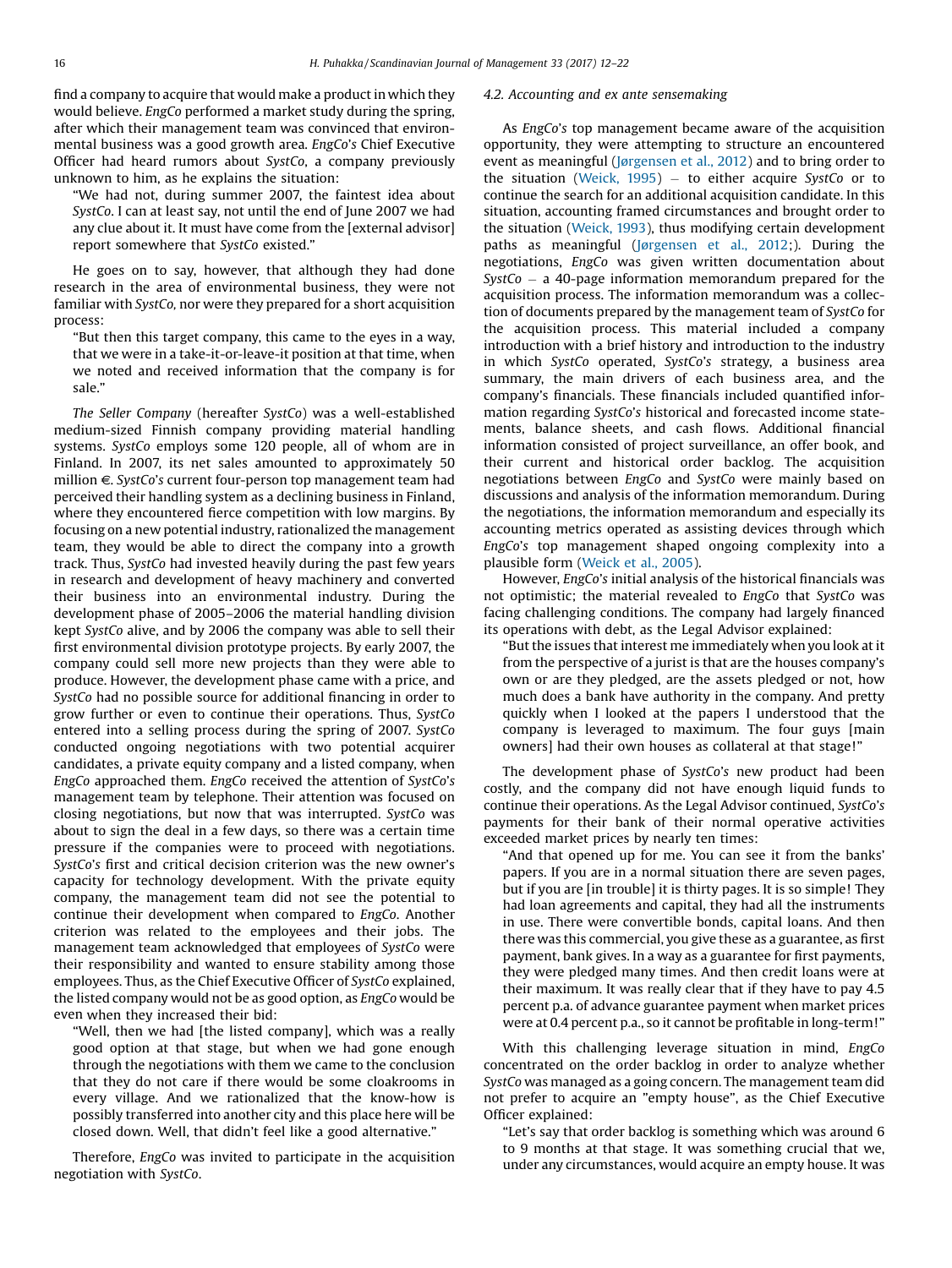find a company to acquire that would make a product in which they would believe. *EngCo* performed a market study during the spring, after which their management team was convinced that environmental business was a good growth area. *EngCo*'s Chief Executive Officer had heard rumors about *SystCo*, a company previously unknown to him, as he explains the situation:

> "We had not, during summer 2007, the faintest idea about *SystCo*. I can at least say, not until the end of June 2007 we had any clue about it. It must have come from the [external advisor] report somewhere that *SystCo* existed."

He goes on to say, however, that although they had done research in the area of environmental business, they were not familiar with *SystCo*, nor were they prepared for a short acquisition process:

> "But then this target company, this came to the eyes in a way, that we were in a take-it-or-leave-it position at that time, when we noted and received information that the company is for sale."

*The Seller Company* (hereafter *SystCo*) was a well-established medium-sized Finnish company providing material handling systems. *SystCo* employs some 120 people, all of whom are in Finland. In 2007, its net sales amounted to approximately 50 million €. *SystCo*'s current four-person top management team had perceived their handling system as a declining business in Finland, where they encountered fierce competition with low margins. By focusing on a new potential industry, rationalized the management team, they would be able to direct the company into a growth track. Thus, *SystCo* had invested heavily during the past few years in research and development of heavy machinery and converted their business into an environmental industry. During the development phase of 2005–2006 the material handling division kept *SystCo* alive, and by 2006 the company was able to sell their first environmental division prototype projects. By early 2007, the company could sell more new projects than they were able to produce. However, the development phase came with a price, and *SystCo* had no possible source for additional financing in order to grow further or even to continue their operations. Thus, *SystCo* entered into a selling process during the spring of 2007. *SystCo* conducted ongoing negotiations with two potential acquirer candidates, a private equity company and a listed company, when *EngCo* approached them. *EngCo* received the attention of *SystCo*'s management team by telephone. Their attention was focused on closing negotiations, but now that was interrupted. *SystCo* was about to sign the deal in a few days, so there was a certain time pressure if the companies were to proceed with negotiations. *SystCo*'s first and critical decision criterion was the new owner's capacity for technology development. With the private equity company, the management team did not see the potential to continue their development when compared to *EngCo*. Another criterion was related to the employees and their jobs. The management team acknowledged that employees of *SystCo* were their responsibility and wanted to ensure stability among those employees. Thus, as the Chief Executive Officer of *SystCo* explained, the listed company would not be as good option, as *EngCo* would be even when they increased their bid:

> "Well, then we had [the listed company], which was a really good option at that stage, but when we had gone enough through the negotiations with them we came to the conclusion that they do not care if there would be some cloakrooms in every village. And we rationalized that the know-how is possibly transferred into another city and this place here will be closed down. Well, that didn't feel like a good alternative."

Therefore, *EngCo* was invited to participate in the acquisition negotiation with *SystCo*.

### 4.2. Accounting and ex ante sensemaking

As *EngCo*'s top management became aware of the acquisition opportunity, they were attempting to structure an encountered event as meaningful (Jørgensen et al., 2012) and to bring order to the situation (Weick, 1995) – to either acquire *SystCo* or to continue the search for an additional acquisition candidate. In this situation, accounting framed circumstances and brought order to the situation (Weick, 1993), thus modifying certain development paths as meaningful (Jørgensen et al., 2012;). During the negotiations, *EngCo* was given written documentation about *SystCo* – a 40-page information memorandum prepared for the acquisition process. The information memorandum was a collection of documents prepared by the management team of *SystCo* for the acquisition process. This material included a company introduction with a brief history and introduction to the industry in which *SystCo* operated, *SystCo*'s strategy, a business area summary, the main drivers of each business area, and the company's financials. These financials included quantified information regarding *SystCo*'s historical and forecasted income statements, balance sheets, and cash flows. Additional financial information consisted of project surveillance, an offer book, and their current and historical order backlog. The acquisition negotiations between *EngCo* and *SystCo* were mainly based on discussions and analysis of the information memorandum. During the negotiations, the information memorandum and especially its accounting metrics operated as assisting devices through which *EngCo*'s top management shaped ongoing complexity into a plausible form (Weick et al., 2005).

However, *EngCo*'s initial analysis of the historical financials was not optimistic; the material revealed to *EngCo* that *SystCo* was facing challenging conditions. The company had largely financed its operations with debt, as the Legal Advisor explained:

> "But the issues that interest me immediately when you look at it from the perspective of a jurist is that are the houses company's own or are they pledged, are the assets pledged or not, how much does a bank have authority in the company. And pretty quickly when I looked at the papers I understood that the company is leveraged to maximum. The four guys [main owners] had their own houses as collateral at that stage!"

The development phase of *SystCo*'s new product had been costly, and the company did not have enough liquid funds to continue their operations. As the Legal Advisor continued, *SystCo*'s payments for their bank of their normal operative activities exceeded market prices by nearly ten times:

> "And that opened up for me. You can see it from the banks' papers. If you are in a normal situation there are seven pages, but if you are [in trouble] it is thirty pages. It is so simple! They had loan agreements and capital, they had all the instruments in use. There were convertible bonds, capital loans. And then there was this commercial, you give these as a guarantee, as first payment, bank gives. In a way as a guarantee for first payments, they were pledged many times. And then credit loans were at their maximum. It was really clear that if they have to pay 4.5 percent p.a. of advance guarantee payment when market prices were at 0.4 percent p.a., so it cannot be profitable in long-term!"

With this challenging leverage situation in mind, *EngCo* concentrated on the order backlog in order to analyze whether *SystCo* was managed as a going concern. The management team did not prefer to acquire an "empty house", as the Chief Executive Officer explained:

> "Let's say that order backlog is something which was around 6 to 9 months at that stage. It was something crucial that we, under any circumstances, would acquire an empty house. It was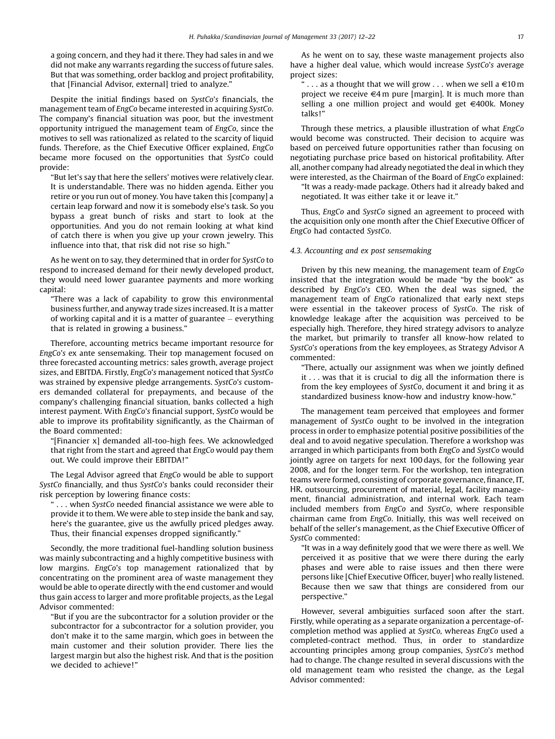a going concern, and they had it there. They had sales in and we did not make any warrants regarding the success of future sales. But that was something, order backlog and project profitability, that [Financial Advisor, external] tried to analyze."

Despite the initial findings based on *SystCo's* financials, the management team of *EngCo* became interested in acquiring *SystCo*. The company's financial situation was poor, but the investment opportunity intrigued the management team of *EngCo*, since the motives to sell was rationalized as related to the scarcity of liquid funds. Therefore, as the Chief Executive Officer explained, *EngCo* became more focused on the opportunities that *SystCo* could provide:

"But let's say that here the sellers' motives were relatively clear. It is understandable. There was no hidden agenda. Either you retire or you run out of money. You have taken this [company] a certain leap forward and now it is somebody else's task. So you bypass a great bunch of risks and start to look at the opportunities. And you do not remain looking at what kind of catch there is when you give up your crown jewelry. This influence into that, that risk did not rise so high."

As he went on to say, they determined that in order for *SystCo* to respond to increased demand for their newly developed product, they would need lower guarantee payments and more working capital:

"There was a lack of capability to grow this environmental business further, and anyway trade sizes increased. It is a matter of working capital and it is a matter of guarantee – everything that is related in growing a business."

Therefore, accounting metrics became important resource for *EngCo's* ex ante sensemaking. Their top management focused on three forecasted accounting metrics: sales growth, average project sizes, and EBITDA. Firstly, *EngCo's* management noticed that *SystCo* was strained by expensive pledge arrangements. *SystCo's* customers demanded collateral for prepayments, and because of the company's challenging financial situation, banks collected a high interest payment. With *EngCo's* financial support, *SystCo* would be able to improve its profitability significantly, as the Chairman of the Board commented:

"[Financier x] demanded all-too-high fees. We acknowledged that right from the start and agreed that *EngCo* would pay them out. We could improve their EBITDA!"

The Legal Advisor agreed that *EngCo* would be able to support *SystCo* financially, and thus *SystCo's* banks could reconsider their risk perception by lowering finance costs:

" . . . when *SystCo* needed financial assistance we were able to provide it to them. We were able to step inside the bank and say, here's the guarantee, give us the awfully priced pledges away. Thus, their financial expenses dropped significantly."

Secondly, the more traditional fuel-handling solution business was mainly subcontracting and a highly competitive business with low margins. *EngCo's* top management rationalized that by concentrating on the prominent area of waste management they would be able to operate directly with the end customer and would thus gain access to larger and more profitable projects, as the Legal Advisor commented:

"But if you are the subcontractor for a solution provider or the subcontractor for a subcontractor for a solution provider, you don't make it to the same margin, which goes in between the main customer and their solution provider. There lies the largest margin but also the highest risk. And that is the position we decided to achieve!"

As he went on to say, these waste management projects also have a higher deal value, which would increase *SystCo's* average project sizes:

" . . . as a thought that we will grow . . . when we sell a €10 m project we receive €4 m pure [margin]. It is much more than selling a one million project and would get €400k. Money talks!"

Through these metrics, a plausible illustration of what *EngCo* would become was constructed. Their decision to acquire was based on perceived future opportunities rather than focusing on negotiating purchase price based on historical profitability. After all, another company had already negotiated the deal in which they were interested, as the Chairman of the Board of *EngCo* explained:

"It was a ready-made package. Others had it already baked and negotiated. It was either take it or leave it."

Thus, *EngCo* and *SystCo* signed an agreement to proceed with the acquisition only one month after the Chief Executive Officer of *EngCo* had contacted *SystCo*.

### 4.3. Accounting and ex post sensemaking

Driven by this new meaning, the management team of *EngCo* insisted that the integration would be made "by the book" as described by *EngCo's* CEO. When the deal was signed, the management team of *EngCo* rationalized that early next steps were essential in the takeover process of *SystCo*. The risk of knowledge leakage after the acquisition was perceived to be especially high. Therefore, they hired strategy advisors to analyze the market, but primarily to transfer all know-how related to *SystCo's* operations from the key employees, as Strategy Advisor A commented:

"There, actually our assignment was when we jointly defined it . . . was that it is crucial to dig all the information there is from the key employees of *SystCo*, document it and bring it as standardized business know-how and industry know-how."

The management team perceived that employees and former management of *SystCo* ought to be involved in the integration process in order to emphasize potential positive possibilities of the deal and to avoid negative speculation. Therefore a workshop was arranged in which participants from both *EngCo* and *SystCo* would jointly agree on targets for next 100 days, for the following year 2008, and for the longer term. For the workshop, ten integration teams were formed, consisting of corporate governance, finance, IT, HR, outsourcing, procurement of material, legal, facility management, financial administration, and internal work. Each team included members from *EngCo* and *SystCo*, where responsible chairman came from *EngCo*. Initially, this was well received on behalf of the seller's management, as the Chief Executive Officer of *SystCo* commented:

"It was in a way definitely good that we were there as well. We perceived it as positive that we were there during the early phases and were able to raise issues and then there were persons like [Chief Executive Officer, buyer] who really listened. Because then we saw that things are considered from our perspective."

However, several ambiguities surfaced soon after the start. Firstly, while operating as a separate organization a percentage-of-completion method was applied at *SystCo*, whereas *EngCo* used a completed-contract method. Thus, in order to standardize accounting principles among group companies, *SystCo's* method had to change. The change resulted in several discussions with the old management team who resisted the change, as the Legal Advisor commented: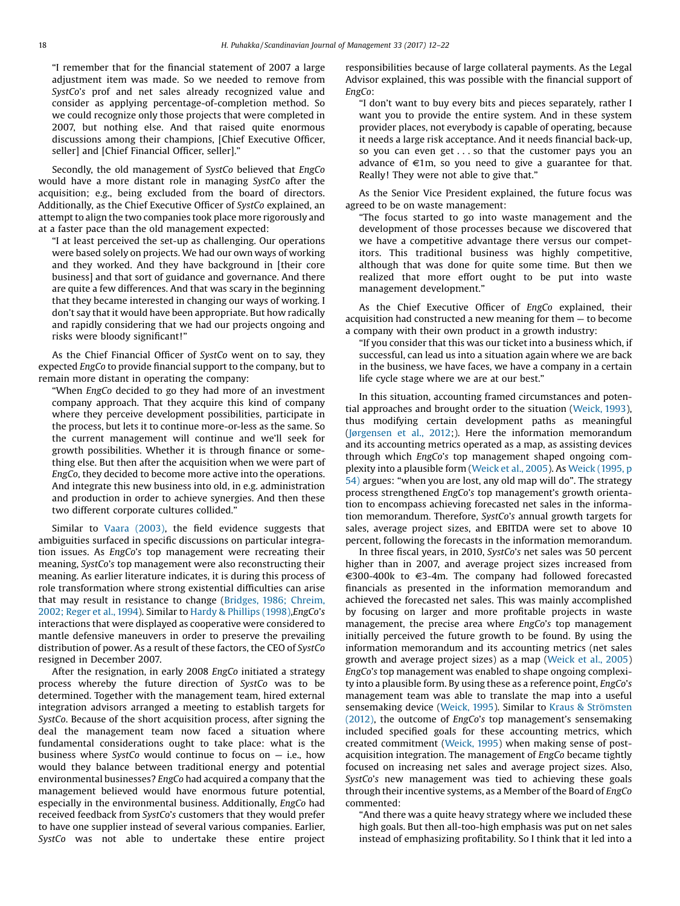"I remember that for the financial statement of 2007 a large adjustment item was made. So we needed to remove from *SystCo*'s prof and net sales already recognized value and consider as applying percentage-of-completion method. So we could recognize only those projects that were completed in 2007, but nothing else. And that raised quite enormous discussions among their champions, [Chief Executive Officer, seller] and [Chief Financial Officer, seller]."

Secondly, the old management of *SystCo* believed that *EngCo* would have a more distant role in managing *SystCo* after the acquisition; e.g., being excluded from the board of directors. Additionally, as the Chief Executive Officer of *SystCo* explained, an attempt to align the two companies took place more rigorously and at a faster pace than the old management expected:

"I at least perceived the set-up as challenging. Our operations were based solely on projects. We had our own ways of working and they worked. And they have background in [their core business] and that sort of guidance and governance. And there are quite a few differences. And that was scary in the beginning that they became interested in changing our ways of working. I don't say that it would have been appropriate. But how radically and rapidly considering that we had our projects ongoing and risks were bloody significant!"

As the Chief Financial Officer of *SystCo* went on to say, they expected *EngCo* to provide financial support to the company, but to remain more distant in operating the company:

"When *EngCo* decided to go they had more of an investment company approach. That they acquire this kind of company where they perceive development possibilities, participate in the process, but lets it to continue more-or-less as the same. So the current management will continue and we'll seek for growth possibilities. Whether it is through finance or something else. But then after the acquisition when we were part of *EngCo*, they decided to become more active into the operations. And integrate this new business into old, in e.g. administration and production in order to achieve synergies. And then these two different corporate cultures collided."

Similar to Vaara (2003), the field evidence suggests that ambiguities surfaced in specific discussions on particular integration issues. As *EngCo*'s top management were recreating their meaning, *SystCo*'s top management were also reconstructing their meaning. As earlier literature indicates, it is during this process of role transformation where strong existential difficulties can arise that may result in resistance to change (Bridges, 1986; Chreim, 2002; Reger et al., 1994). Similar to Hardy & Phillips (1998),*EngCo*'s interactions that were displayed as cooperative were considered to mantle defensive maneuvers in order to preserve the prevailing distribution of power. As a result of these factors, the CEO of *SystCo* resigned in December 2007.

After the resignation, in early 2008 *EngCo* initiated a strategy process whereby the future direction of *SystCo* was to be determined. Together with the management team, hired external integration advisors arranged a meeting to establish targets for *SystCo*. Because of the short acquisition process, after signing the deal the management team now faced a situation where fundamental considerations ought to take place: what is the business where *SystCo* would continue to focus on — i.e., how would they balance between traditional energy and potential environmental businesses? *EngCo* had acquired a company that the management believed would have enormous future potential, especially in the environmental business. Additionally, *EngCo* had received feedback from *SystCo*'s customers that they would prefer to have one supplier instead of several various companies. Earlier, *SystCo* was not able to undertake these entire project responsibilities because of large collateral payments. As the Legal Advisor explained, this was possible with the financial support of *EngCo*:

"I don't want to buy every bits and pieces separately, rather I want you to provide the entire system. And in these system provider places, not everybody is capable of operating, because it needs a large risk acceptance. And it needs financial back-up, so you can even get . . . so that the customer pays you an advance of €1m, so you need to give a guarantee for that. Really! They were not able to give that."

As the Senior Vice President explained, the future focus was agreed to be on waste management:

"The focus started to go into waste management and the development of those processes because we discovered that we have a competitive advantage there versus our competitors. This traditional business was highly competitive, although that was done for quite some time. But then we realized that more effort ought to be put into waste management development."

As the Chief Executive Officer of *EngCo* explained, their acquisition had constructed a new meaning for them — to become a company with their own product in a growth industry:

"If you consider that this was our ticket into a business which, if successful, can lead us into a situation again where we are back in the business, we have faces, we have a company in a certain life cycle stage where we are at our best."

In this situation, accounting framed circumstances and potential approaches and brought order to the situation (Weick, 1993), thus modifying certain development paths as meaningful (Jørgensen et al., 2012;). Here the information memorandum and its accounting metrics operated as a map, as assisting devices through which *EngCo*'s top management shaped ongoing complexity into a plausible form (Weick et al., 2005). As Weick (1995, p 54) argues: "when you are lost, any old map will do". The strategy process strengthened *EngCo*'s top management's growth orientation to encompass achieving forecasted net sales in the information memorandum. Therefore, *SystCo*'s annual growth targets for sales, average project sizes, and EBITDA were set to above 10 percent, following the forecasts in the information memorandum.

In three fiscal years, in 2010, *SystCo*'s net sales was 50 percent higher than in 2007, and average project sizes increased from €300-400k to €3-4m. The company had followed forecasted financials as presented in the information memorandum and achieved the forecasted net sales. This was mainly accomplished by focusing on larger and more profitable projects in waste management, the precise area where *EngCo*'s top management initially perceived the future growth to be found. By using the information memorandum and its accounting metrics (net sales growth and average project sizes) as a map (Weick et al., 2005) *EngCo*'s top management was enabled to shape ongoing complexity into a plausible form. By using these as a reference point, *EngCo*'s management team was able to translate the map into a useful sensemaking device (Weick, 1995). Similar to Kraus & Strömsten (2012), the outcome of *EngCo*'s top management's sensemaking included specified goals for these accounting metrics, which created commitment (Weick, 1995) when making sense of post-acquisition integration. The management of *EngCo* became tightly focused on increasing net sales and average project sizes. Also, *SystCo*'s new management was tied to achieving these goals through their incentive systems, as a Member of the Board of *EngCo* commented:

"And there was a quite heavy strategy where we included these high goals. But then all-too-high emphasis was put on net sales instead of emphasizing profitability. So I think that it led into a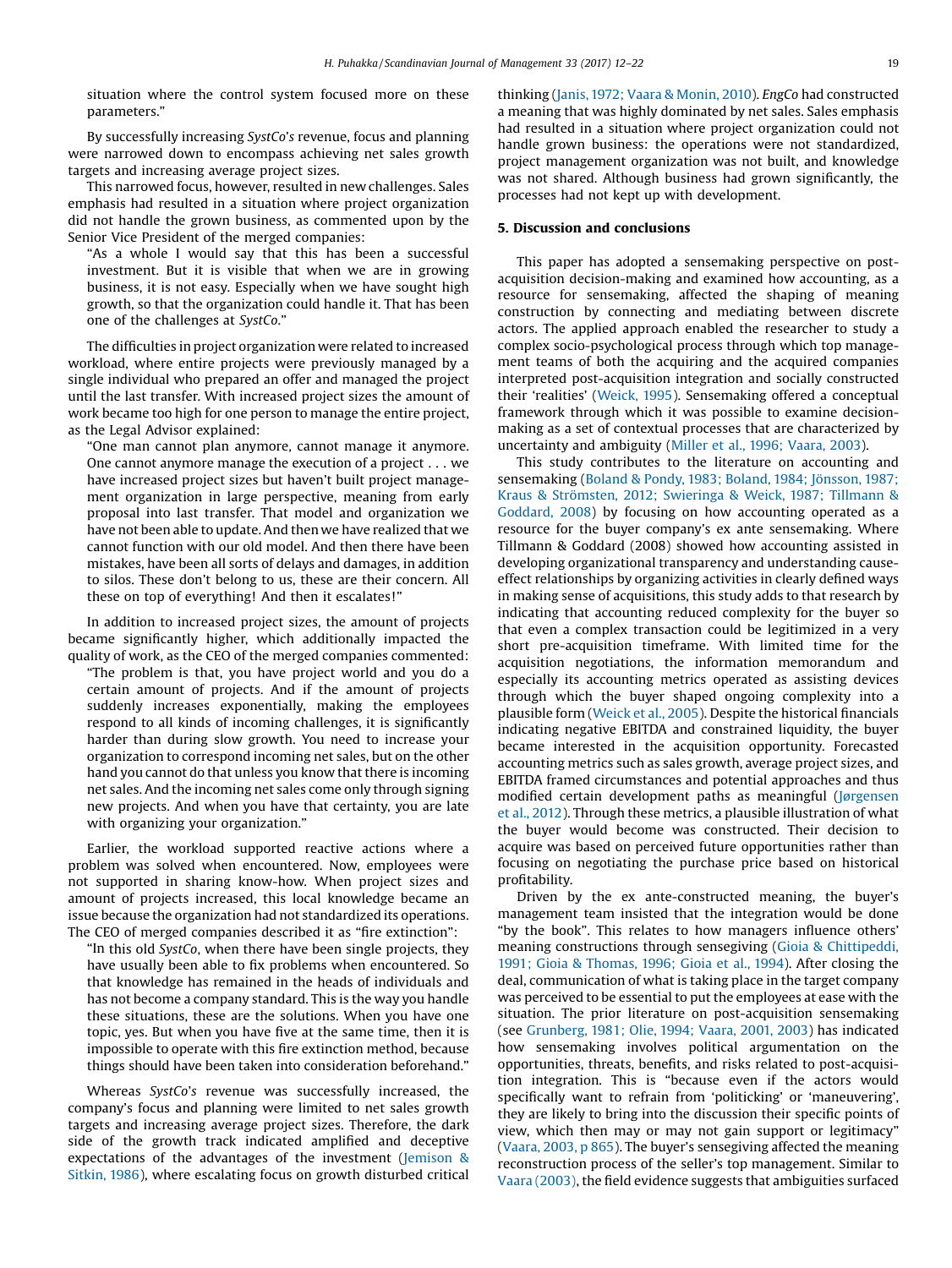situation where the control system focused more on these parameters."

By successfully increasing *SystCo's* revenue, focus and planning were narrowed down to encompass achieving net sales growth targets and increasing average project sizes.

This narrowed focus, however, resulted in new challenges. Sales emphasis had resulted in a situation where project organization did not handle the grown business, as commented upon by the Senior Vice President of the merged companies:

> "As a whole I would say that this has been a successful investment. But it is visible that when we are in growing business, it is not easy. Especially when we have sought high growth, so that the organization could handle it. That has been one of the challenges at *SystCo*."

The difficulties in project organization were related to increased workload, where entire projects were previously managed by a single individual who prepared an offer and managed the project until the last transfer. With increased project sizes the amount of work became too high for one person to manage the entire project, as the Legal Advisor explained:

> "One man cannot plan anymore, cannot manage it anymore. One cannot anymore manage the execution of a project . . . we have increased project sizes but haven't built project management organization in large perspective, meaning from early proposal into last transfer. That model and organization we have not been able to update. And then we have realized that we cannot function with our old model. And then there have been mistakes, have been all sorts of delays and damages, in addition to silos. These don't belong to us, these are their concern. All these on top of everything! And then it escalates!"

In addition to increased project sizes, the amount of projects became significantly higher, which additionally impacted the quality of work, as the CEO of the merged companies commented:

> "The problem is that, you have project world and you do a certain amount of projects. And if the amount of projects suddenly increases exponentially, making the employees respond to all kinds of incoming challenges, it is significantly harder than during slow growth. You need to increase your organization to correspond incoming net sales, but on the other hand you cannot do that unless you know that there is incoming net sales. And the incoming net sales come only through signing new projects. And when you have that certainty, you are late with organizing your organization."

Earlier, the workload supported reactive actions where a problem was solved when encountered. Now, employees were not supported in sharing know-how. When project sizes and amount of projects increased, this local knowledge became an issue because the organization had not standardized its operations. The CEO of merged companies described it as "fire extinction":

> "In this old *SystCo*, when there have been single projects, they have usually been able to fix problems when encountered. So that knowledge has remained in the heads of individuals and has not become a company standard. This is the way you handle these situations, these are the solutions. When you have one topic, yes. But when you have five at the same time, then it is impossible to operate with this fire extinction method, because things should have been taken into consideration beforehand."

Whereas *SystCo's* revenue was successfully increased, the company's focus and planning were limited to net sales growth targets and increasing average project sizes. Therefore, the dark side of the growth track indicated amplified and deceptive expectations of the advantages of the investment (Jemison & Sitkin, 1986), where escalating focus on growth disturbed critical thinking (Janis, 1972; Vaara & Monin, 2010). *EngCo* had constructed a meaning that was highly dominated by net sales. Sales emphasis had resulted in a situation where project organization could not handle grown business: the operations were not standardized, project management organization was not built, and knowledge was not shared. Although business had grown significantly, the processes had not kept up with development.

## 5. Discussion and conclusions

This paper has adopted a sensemaking perspective on post-acquisition decision-making and examined how accounting, as a resource for sensemaking, affected the shaping of meaning construction by connecting and mediating between discrete actors. The applied approach enabled the researcher to study a complex socio-psychological process through which top management teams of both the acquiring and the acquired companies interpreted post-acquisition integration and socially constructed their 'realities' (Weick, 1995). Sensemaking offered a conceptual framework through which it was possible to examine decision-making as a set of contextual processes that are characterized by uncertainty and ambiguity (Miller et al., 1996; Vaara, 2003).

This study contributes to the literature on accounting and sensemaking (Boland & Pondy, 1983; Boland, 1984; Jönsson, 1987; Kraus & Strömsten, 2012; Swieringa & Weick, 1987; Tillmann & Goddard, 2008) by focusing on how accounting operated as a resource for the buyer company's ex ante sensemaking. Where Tillmann & Goddard (2008) showed how accounting assisted in developing organizational transparency and understanding cause-effect relationships by organizing activities in clearly defined ways in making sense of acquisitions, this study adds to that research by indicating that accounting reduced complexity for the buyer so that even a complex transaction could be legitimized in a very short pre-acquisition timeframe. With limited time for the acquisition negotiations, the information memorandum and especially its accounting metrics operated as assisting devices through which the buyer shaped ongoing complexity into a plausible form (Weick et al., 2005). Despite the historical financials indicating negative EBITDA and constrained liquidity, the buyer became interested in the acquisition opportunity. Forecasted accounting metrics such as sales growth, average project sizes, and EBITDA framed circumstances and potential approaches and thus modified certain development paths as meaningful (Jørgensen et al., 2012). Through these metrics, a plausible illustration of what the buyer would become was constructed. Their decision to acquire was based on perceived future opportunities rather than focusing on negotiating the purchase price based on historical profitability.

Driven by the ex ante-constructed meaning, the buyer's management team insisted that the integration would be done "by the book". This relates to how managers influence others' meaning constructions through sensegiving (Gioia & Chittipeddi, 1991; Gioia & Thomas, 1996; Gioia et al., 1994). After closing the deal, communication of what is taking place in the target company was perceived to be essential to put the employees at ease with the situation. The prior literature on post-acquisition sensemaking (see Grunberg, 1981; Olie, 1994; Vaara, 2001, 2003) has indicated how sensemaking involves political argumentation on the opportunities, threats, benefits, and risks related to post-acquisition integration. This is "because even if the actors would specifically want to refrain from 'politicking' or 'maneuvering', they are likely to bring into the discussion their specific points of view, which then may or may not gain support or legitimacy" (Vaara, 2003, p 865). The buyer's sensegiving affected the meaning reconstruction process of the seller's top management. Similar to Vaara (2003), the field evidence suggests that ambiguities surfaced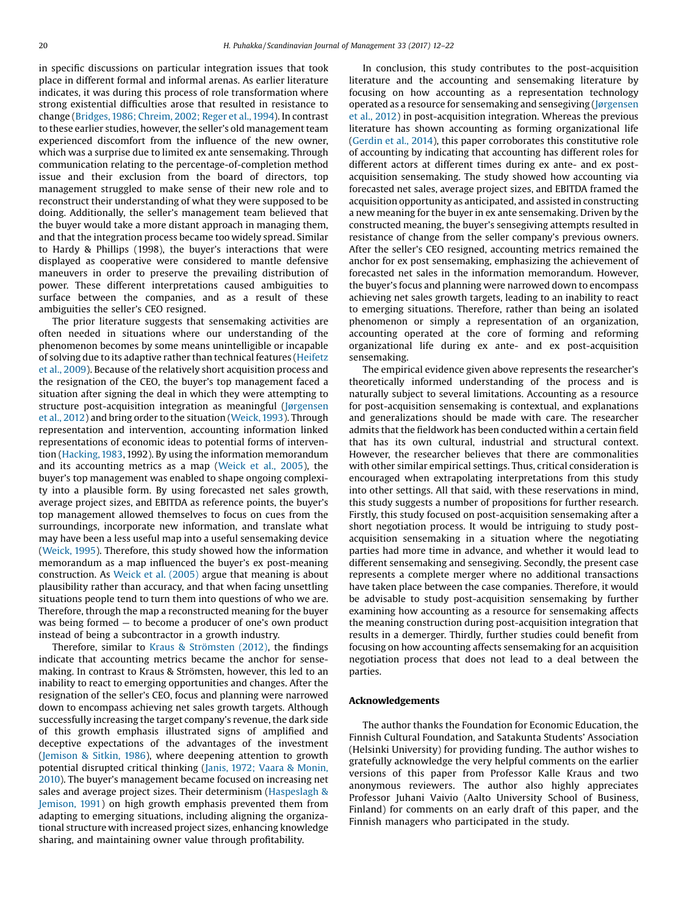in specific discussions on particular integration issues that took place in different formal and informal arenas. As earlier literature indicates, it was during this process of role transformation where strong existential difficulties arose that resulted in resistance to change (Bridges, 1986; Chreim, 2002; Reger et al., 1994). In contrast to these earlier studies, however, the seller's old management team experienced discomfort from the influence of the new owner, which was a surprise due to limited ex ante sensemaking. Through communication relating to the percentage-of-completion method issue and their exclusion from the board of directors, top management struggled to make sense of their new role and to reconstruct their understanding of what they were supposed to be doing. Additionally, the seller's management team believed that the buyer would take a more distant approach in managing them, and that the integration process became too widely spread. Similar to Hardy & Phillips (1998), the buyer's interactions that were displayed as cooperative were considered to mantle defensive maneuvers in order to preserve the prevailing distribution of power. These different interpretations caused ambiguities to surface between the companies, and as a result of these ambiguities the seller's CEO resigned.

The prior literature suggests that sensemaking activities are often needed in situations where our understanding of the phenomenon becomes by some means unintelligible or incapable of solving due to its adaptive rather than technical features (Heifetz et al., 2009). Because of the relatively short acquisition process and the resignation of the CEO, the buyer's top management faced a situation after signing the deal in which they were attempting to structure post-acquisition integration as meaningful (Jørgensen et al., 2012) and bring order to the situation (Weick, 1993). Through representation and intervention, accounting information linked representations of economic ideas to potential forms of intervention (Hacking, 1983, 1992). By using the information memorandum and its accounting metrics as a map (Weick et al., 2005), the buyer's top management was enabled to shape ongoing complexity into a plausible form. By using forecasted net sales growth, average project sizes, and EBITDA as reference points, the buyer's top management allowed themselves to focus on cues from the surroundings, incorporate new information, and translate what may have been a less useful map into a useful sensemaking device (Weick, 1995). Therefore, this study showed how the information memorandum as a map influenced the buyer's ex post-meaning construction. As Weick et al. (2005) argue that meaning is about plausibility rather than accuracy, and that when facing unsettling situations people tend to turn them into questions of who we are. Therefore, through the map a reconstructed meaning for the buyer was being formed — to become a producer of one's own product instead of being a subcontractor in a growth industry.

Therefore, similar to Kraus & Strömsten (2012), the findings indicate that accounting metrics became the anchor for sensemaking. In contrast to Kraus & Strömsten, however, this led to an inability to react to emerging opportunities and changes. After the resignation of the seller's CEO, focus and planning were narrowed down to encompass achieving net sales growth targets. Although successfully increasing the target company's revenue, the dark side of this growth emphasis illustrated signs of amplified and deceptive expectations of the advantages of the investment (Jemison & Sitkin, 1986), where deepening attention to growth potential disrupted critical thinking (Janis, 1972; Vaara & Monin, 2010). The buyer's management became focused on increasing net sales and average project sizes. Their determinism (Haspeslagh & Jemison, 1991) on high growth emphasis prevented them from adapting to emerging situations, including aligning the organizational structure with increased project sizes, enhancing knowledge sharing, and maintaining owner value through profitability.

In conclusion, this study contributes to the post-acquisition literature and the accounting and sensemaking literature by focusing on how accounting as a representation technology operated as a resource for sensemaking and sensegiving (Jørgensen et al., 2012) in post-acquisition integration. Whereas the previous literature has shown accounting as forming organizational life (Gerdin et al., 2014), this paper corroborates this constitutive role of accounting by indicating that accounting has different roles for different actors at different times during ex ante- and ex post-acquisition sensemaking. The study showed how accounting via forecasted net sales, average project sizes, and EBITDA framed the acquisition opportunity as anticipated, and assisted in constructing a new meaning for the buyer in ex ante sensemaking. Driven by the constructed meaning, the buyer's sensegiving attempts resulted in resistance of change from the seller company's previous owners. After the seller's CEO resigned, accounting metrics remained the anchor for ex post sensemaking, emphasizing the achievement of forecasted net sales in the information memorandum. However, the buyer's focus and planning were narrowed down to encompass achieving net sales growth targets, leading to an inability to react to emerging situations. Therefore, rather than being an isolated phenomenon or simply a representation of an organization, accounting operated at the core of forming and reforming organizational life during ex ante- and ex post-acquisition sensemaking.

The empirical evidence given above represents the researcher's theoretically informed understanding of the process and is naturally subject to several limitations. Accounting as a resource for post-acquisition sensemaking is contextual, and explanations and generalizations should be made with care. The researcher admits that the fieldwork has been conducted within a certain field that has its own cultural, industrial and structural context. However, the researcher believes that there are commonalities with other similar empirical settings. Thus, critical consideration is encouraged when extrapolating interpretations from this study into other settings. All that said, with these reservations in mind, this study suggests a number of propositions for further research. Firstly, this study focused on post-acquisition sensemaking after a short negotiation process. It would be intriguing to study post-acquisition sensemaking in a situation where the negotiating parties had more time in advance, and whether it would lead to different sensemaking and sensegiving. Secondly, the present case represents a complete merger where no additional transactions have taken place between the case companies. Therefore, it would be advisable to study post-acquisition sensemaking by further examining how accounting as a resource for sensemaking affects the meaning construction during post-acquisition integration that results in a demerger. Thirdly, further studies could benefit from focusing on how accounting affects sensemaking for an acquisition negotiation process that does not lead to a deal between the parties.

## Acknowledgements

The author thanks the Foundation for Economic Education, the Finnish Cultural Foundation, and Satakunta Students' Association (Helsinki University) for providing funding. The author wishes to gratefully acknowledge the very helpful comments on the earlier versions of this paper from Professor Kalle Kraus and two anonymous reviewers. The author also highly appreciates Professor Juhani Vaivio (Aalto University School of Business, Finland) for comments on an early draft of this paper, and the Finnish managers who participated in the study.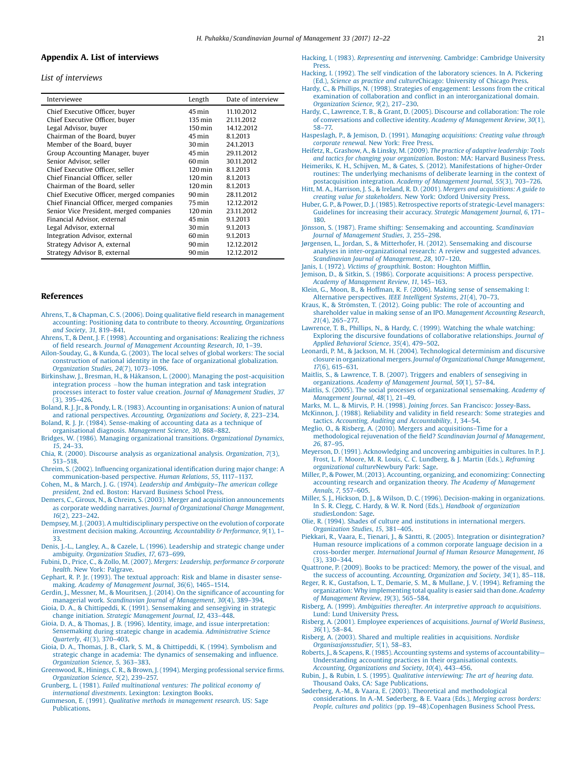## Appendix A. List of interviews

*List of interviews*

| Interviewee | Length | Date of interview |
|---|---|---|
| Chief Executive Officer, buyer | 45 min | 11.10.2012 |
| Chief Executive Officer, buyer | 135 min | 21.11.2012 |
| Legal Advisor, buyer | 150 min | 14.12.2012 |
| Chairman of the Board, buyer | 45 min | 8.1.2013 |
| Member of the Board, buyer | 30 min | 24.1.2013 |
| Group Accounting Manager, buyer | 45 min | 29.11.2012 |
| Senior Advisor, seller | 60 min | 30.11.2012 |
| Chief Executive Officer, seller | 120 min | 8.1.2013 |
| Chief Financial Officer, seller | 120 min | 8.1.2013 |
| Chairman of the Board, seller | 120 min | 8.1.2013 |
| Chief Executive Officer, merged companies | 90 min | 28.11.2012 |
| Chief Financial Officer, merged companies | 75 min | 12.12.2012 |
| Senior Vice President, merged companies | 120 min | 23.11.2012 |
| Financial Advisor, external | 45 min | 9.1.2013 |
| Legal Advisor, external | 30 min | 9.1.2013 |
| Integration Advisor, external | 60 min | 9.1.2013 |
| Strategy Advisor A, external | 90 min | 12.12.2012 |
| Strategy Advisor B, external | 90 min | 12.12.2012 |

## References

Ahrens, T., & Chapman, C. S. (2006). Doing qualitative field research in management accounting: Positioning data to contribute to theory. *Accounting, Organizations and Society*, *31*, 819–841.

Ahrens, T., & Dent, J. F. (1998). Accounting and organisations: Realizing the richness of field research. *Journal of Management Accounting Research*, *10*, 1–39.

Ailon-Souday, G., & Kunda, G. (2003). The local selves of global workers: The social construction of national identity in the face of organizational globalization. *Organization Studies*, *24*(7), 1073–1096.

Birkinshaw, J., Bresman, H., & Håkanson, L. (2000). Managing the post-acquisition integration process –how the human integration and task integration processes interact to foster value creation. *Journal of Management Studies*, *37* (3), 395–426.

Boland, R. J. Jr., & Pondy, L. R. (1983). Accounting in organisations: A union of natural and rational perspectives. *Accounting, Organizations and Society*, *8*, 223–234.

Boland, R. J. Jr. (1984). Sense-making of accounting data as a technique of organisational diagnosis. *Management Science*, *30*, 868–882.

Bridges, W. (1986). Managing organizational transitions. *Organizational Dynamics*, *15*, 24–33.

Chia, R. (2000). Discourse analysis as organizational analysis. *Organization*, *7*(3), 513–518.

Chreim, S. (2002). Influencing organizational identification during major change: A communication-based perspective. *Human Relations*, *55*, 1117–1137.

Cohen, M., & March, J. G. (1974). *Leadership and Ambiguity–The american college president*, 2nd ed. Boston: Harvard Business School Press.

Demers, C., Giroux, N., & Chreim, S. (2003). Merger and acquisition announcements as corporate wedding narratives. *Journal of Organizational Change Management*, *16*(2), 223–242.

Dempsey, M. J. (2003). A multidisciplinary perspective on the evolution of corporate investment decision making. *Accounting, Accountability & Performance*, *9*(1), 1–33.

Denis, J.-L., Langley, A., & Cazele, L. (1996). Leadership and strategic change under ambiguity. *Organization Studies*, *17*, 673–699.

Fubini, D., Price, C., & Zollo, M. (2007). *Mergers: Leadership, performance & corporate health*. New York: Palgrave.

Gephart, R. P. Jr. (1993). The textual approach: Risk and blame in disaster sense-making. *Academy of Management Journal*, *36*(6), 1465–1514.

Gerdin, J., Messner, M., & Mouritsen, J. (2014). On the significance of accounting for managerial work. *Scandinavian Journal of Management*, *30*(4), 389–394.

Gioia, D. A., & Chittipeddi, K. (1991). Sensemaking and sensegiving in strategic change initiation. *Strategic Management Journal*, *12*, 433–448.

Gioia, D. A., & Thomas, J. B. (1996). Identity, image, and issue interpretation: Sensemaking during strategic change in academia. *Administrative Science Quarterly*, *41*(3), 370–403.

Gioia, D. A., Thomas, J. B., Clark, S. M., & Chittipeddi, K. (1994). Symbolism and strategic change in academia: The dynamics of sensemaking and influence. *Organization Science*, *5*, 363–383.

Greenwood, R., Hinings, C. R., & Brown, J. (1994). Merging professional service firms. *Organization Science*, *5*(2), 239–257.

Grunberg, L. (1981). *Failed multinational ventures: The political economy of international divestments*. Lexington: Lexington Books.

Gummeson, E. (1991). *Qualitative methods in management research*. US: Sage Publications.

Hacking, I. (1983). *Representing and intervening*. Cambridge: Cambridge University Press.

Hacking, I. (1992). The self vindication of the laboratory sciences. In A. Pickering (Ed.), *Science as practice and culture*Chicago: University of Chicago Press.

Hardy, C., & Phillips, N. (1998). Strategies of engagement: Lessons from the critical examination of collaboration and conflict in an interorganizational domain. *Organization Science*, *9*(2), 217–230.

Hardy, C., Lawrence, T. B., & Grant, D. (2005). Discourse and collaboration: The role of conversations and collective identity. *Academy of Management Review*, *30*(1), 58–77.

Haspeslagh, P., & Jemison, D. (1991). *Managing acquisitions: Creating value through corporate renewal*. New York: Free Press.

Heifetz, R., Grashow, A., & Linsky, M. (2009). *The practice of adaptive leadership: Tools and tactics for changing your organization*. Boston: MA: Harvard Business Press.

Heimeriks, K. H., Schijven, M., & Gates, S. (2012). Manifestations of higher-Order routines: The underlying mechanisms of deliberate learning in the context of postacquisition integration. *Academy of Management Journal*, *55*(3), 703–726.

Hitt, M. A., Harrison, J. S., & Ireland, R. D. (2001). *Mergers and acquisitions: A guide to creating value for stakeholders*. New York: Oxford University Press.

Huber, G. P., & Power, D. J. (1985). Retrospective reports of strategic-Level managers: Guidelines for increasing their accuracy. *Strategic Management Journal*, *6*, 171–180.

Jönsson, S. (1987). Frame shifting: Sensemaking and accounting. *Scandinavian Journal of Management Studies*, *3*, 255–298.

Jørgensen, L., Jordan, S., & Mitterhofer, H. (2012). Sensemaking and discourse analyses in inter-organizational research: A review and suggested advances. *Scandinavian Journal of Management*, *28*, 107–120.

Janis, I. (1972). *Victims of groupthink*. Boston: Houghton Mifflin.

Jemison, D., & Sitkin, S. (1986). Corporate acquisitions: A process perspective. *Academy of Management Review*, *11*, 145–163.

Klein, G., Moon, B., & Hoffman, R. F. (2006). Making sense of sensemaking I: Alternative perspectives. *IEEE Intelligent Systems*, *21*(4), 70–73.

Kraus, K., & Strömsten, T. (2012). Going public: The role of accounting and shareholder value in making sense of an IPO. *Management Accounting Research*, *21*(4), 265–277.

Lawrence, T. B., Phillips, N., & Hardy, C. (1999). Watching the whale watching: Exploring the discursive foundations of collaborative relationships. *Journal of Applied Behavioral Science*, *35*(4), 479–502.

Leonardi, P. M., & Jackson, M. H. (2004). Technological determinism and discursive closure in organizational mergers. *Journal of Organizational Change Management*, *17*(6), 615–631.

Maitlis, S., & Lawrence, T. B. (2007). Triggers and enablers of sensegiving in organizations. *Academy of Management Journal*, *50*(1), 57–84.

Maitlis, S. (2005). The social processes of organizational sensemaking. *Academy of Management Journal*, *48*(1), 21–49.

Marks, M. L., & Mirvis, P. H. (1998). *Joining forces*. San Francisco: Jossey-Bass.

McKinnon, J. (1988). Reliability and validity in field research: Some strategies and tactics. *Accounting, Auditing and Accountability*, *1*, 34–54.

Meglio, O., & Risberg, A. (2010). Mergers and acquisitions–Time for a methodological rejuvenation of the field? *Scandinavian Journal of Management*, *26*, 87–95.

Meyerson, D. (1991). Acknowledging and uncovering ambiguities in cultures. In P. J. Frost, L. F. Moore, M. R. Louis, C. C. Lundberg, & J. Martin (Eds.), *Reframing organizational culture*Newbury Park: Sage.

Miller, P., & Power, M. (2013). Accounting, organizing, and economizing: Connecting accounting research and organization theory. *The Academy of Management Annals*, *7*, 557–605.

Miller, S. J., Hickson, D. J., & Wilson, D. C. (1996). Decision-making in organizations. In S. R. Clegg, C. Hardy, & W. R. Nord (Eds.), *Handbook of organization studies*London: Sage.

Olie, R. (1994). Shades of culture and institutions in international mergers. *Organization Studies*, *15*, 381–405.

Piekkari, R., Vaara, E., Tienari, J., & Säntti, R. (2005). Integration or disintegration? Human resource implications of a common corporate language decision in a cross-border merger. *International Journal of Human Resource Management*, *16* (3), 330–344.

Quattrone, P. (2009). Books to be practiced: Memory, the power of the visual, and the success of accounting. *Accounting, Organization and Society*, *34*(1), 85–118.

Reger, R. K., Gustafson, L. T., Demarie, S. M., & Mullane, J. V. (1994). Reframing the organization: Why implementing total quality is easier said than done. *Academy of Management Review*, *19*(3), 565–584.

Risberg, A. (1999). *Ambiguities thereafter. An interpretive approach to acquisitions*. Lund: Lund University Press.

Risberg, A. (2001). Employee experiences of acquisitions. *Journal of World Business*, *36*(1), 58–84.

Risberg, A. (2003). Shared and multiple realities in acquisitions. *Nordiske Organisasjonsstudier*, *5*(1), 58–83.

Roberts, J., & Scapens, R. (1985). Accounting systems and systems of accountability—Understanding accounting practices in their organisational contexts. *Accounting, Organizations and Society*, *10*(4), 443–456.

Rubin, J., & Rubin, I. S. (1995). *Qualitative interviewing: The art of hearing data*. Thousand Oaks, CA: Sage Publications.

Søderberg, A.-M., & Vaara, E. (2003). Theoretical and methodological considerations. In A.-M. Søderberg, & E. Vaara (Eds.), *Merging across borders: People, cultures and politics* (pp. 19–48).Copenhagen Business School Press.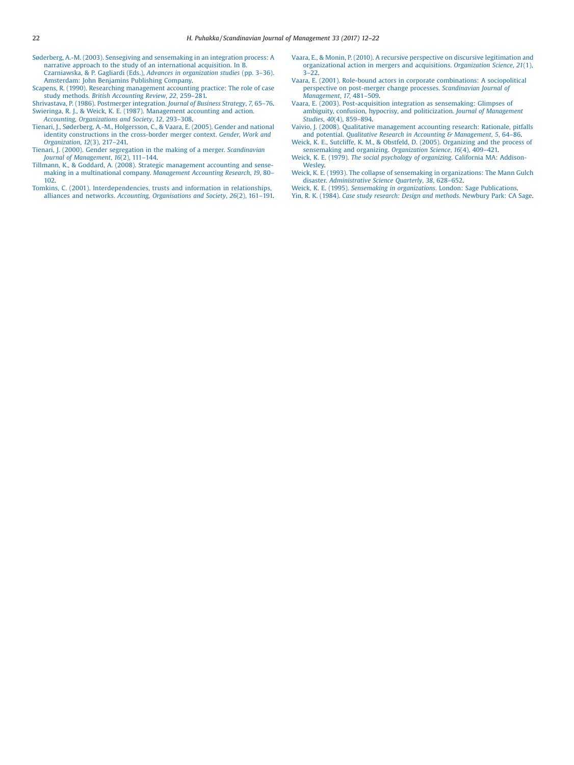Søderberg, A.-M. (2003). Sensegiving and sensemaking in an integration process: A narrative approach to the study of an international acquisition. In B. Czarniawska, & P. Gagliardi (Eds.), *Advances in organization studies* (pp. 3–36). Amsterdam: John Benjamins Publishing Company.

Scapens, R. (1990). Researching management accounting practice: The role of case study methods. *British Accounting Review*, *22*, 259–281.

Shrivastava, P. (1986). Postmerger integration. *Journal of Business Strategy*, *7*, 65–76.

Swieringa, R. J., & Weick, K. E. (1987). Management accounting and action. *Accounting, Organizations and Society*, *12*, 293–308.

Tienari, J., Søderberg, A.-M., Holgersson, C., & Vaara, E. (2005). Gender and national identity constructions in the cross-border merger context. *Gender, Work and Organization*, *12*(3), 217–241.

Tienari, J. (2000). Gender segregation in the making of a merger. *Scandinavian Journal of Management*, *16*(2), 111–144.

Tillmann, K., & Goddard, A. (2008). Strategic management accounting and sense-making in a multinational company. *Management Accounting Research*, *19*, 80–102.

Tomkins, C. (2001). Interdependencies, trusts and information in relationships, alliances and networks. *Accounting, Organisations and Society*, *26*(2), 161–191.

Vaara, E., & Monin, P. (2010). A recursive perspective on discursive legitimation and organizational action in mergers and acquisitions. *Organization Science*, *21*(1), 3–22.

Vaara, E. (2001). Role-bound actors in corporate combinations: A sociopolitical perspective on post-merger change processes. *Scandinavian Journal of Management*, *17*, 481–509.

Vaara, E. (2003). Post-acquisition integration as sensemaking: Glimpses of ambiguity, confusion, hypocrisy, and politicization. *Journal of Management Studies*, *40*(4), 859–894.

Vaivio, J. (2008). Qualitative management accounting research: Rationale, pitfalls and potential. *Qualitative Research in Accounting & Management*, *5*, 64–86.

Weick, K. E., Sutcliffe, K. M., & Obstfeld, D. (2005). Organizing and the process of sensemaking and organizing. *Organization Science*, *16*(4), 409–421.

Weick, K. E. (1979). *The social psychology of organizing*. California MA: Addison-Wesley.

Weick, K. E. (1993). The collapse of sensemaking in organizations: The Mann Gulch disaster. *Administrative Science Quarterly*, *38*, 628–652.

Weick, K. E. (1995). *Sensemaking in organizations*. London: Sage Publications.

Yin, R. K. (1984). *Case study research: Design and methods*. Newbury Park: CA Sage.